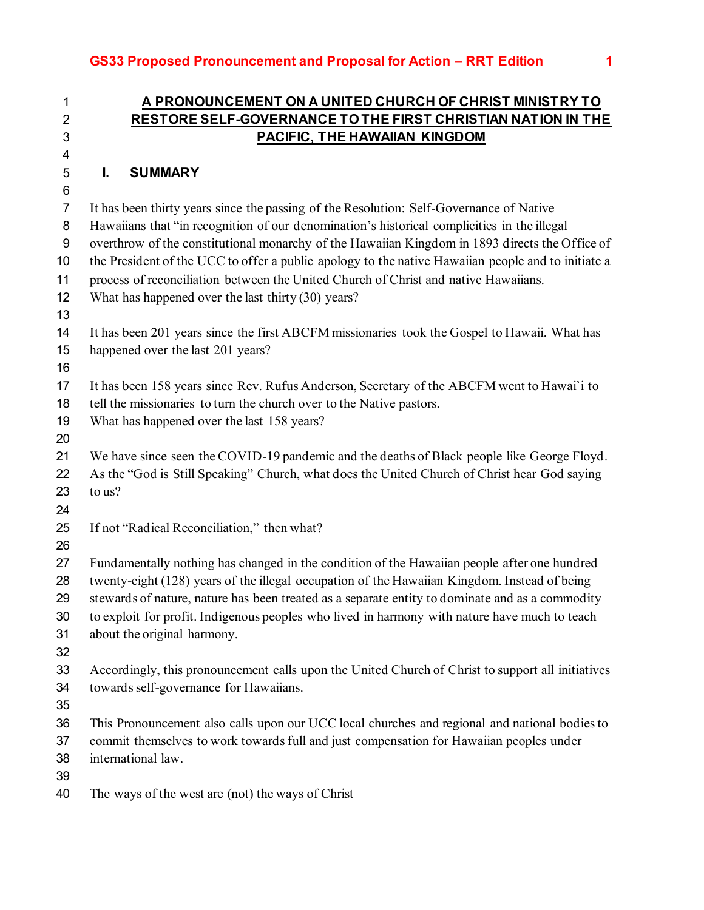# A PRONOUNCEMENT ON A UNITED CHURCH OF CHRIST MINISTRY TO RESTORE SELF-GOVERNANCE TO THE FIRST CHRISTIAN NATION IN THE PACIFIC, THE HAWAIIAN KINGDOM

## I. SUMMARY

It has been thirty years since the passing of the Resolution: Self-Governance of Native Hawaiians that "in recognition of our denomination's historical complicities in the illegal overthrow of the constitutional monarchy of the Hawaiian Kingdom in 1893 directs the Office of the President of the UCC to offer a public apology to the native Hawaiian people and to initiate a process of reconciliation between the United Church of Christ and native Hawaiians.
What has happened over the last thirty (30) years?

It has been 201 years since the first ABCFM missionaries took the Gospel to Hawaii. What has happened over the last 201 years?

It has been 158 years since Rev. Rufus Anderson, Secretary of the ABCFM went to Hawai`i to tell the missionaries to turn the church over to the Native pastors.
What has happened over the last 158 years?

We have since seen the COVID-19 pandemic and the deaths of Black people like George Floyd. As the "God is Still Speaking" Church, what does the United Church of Christ hear God saying to us?

If not "Radical Reconciliation," then what?

Fundamentally nothing has changed in the condition of the Hawaiian people after one hundred twenty-eight (128) years of the illegal occupation of the Hawaiian Kingdom. Instead of being stewards of nature, nature has been treated as a separate entity to dominate and as a commodity to exploit for profit. Indigenous peoples who lived in harmony with nature have much to teach about the original harmony.

Accordingly, this pronouncement calls upon the United Church of Christ to support all initiatives towards self-governance for Hawaiians.

This Pronouncement also calls upon our UCC local churches and regional and national bodies to commit themselves to work towards full and just compensation for Hawaiian peoples under international law.

The ways of the west are (not) the ways of Christ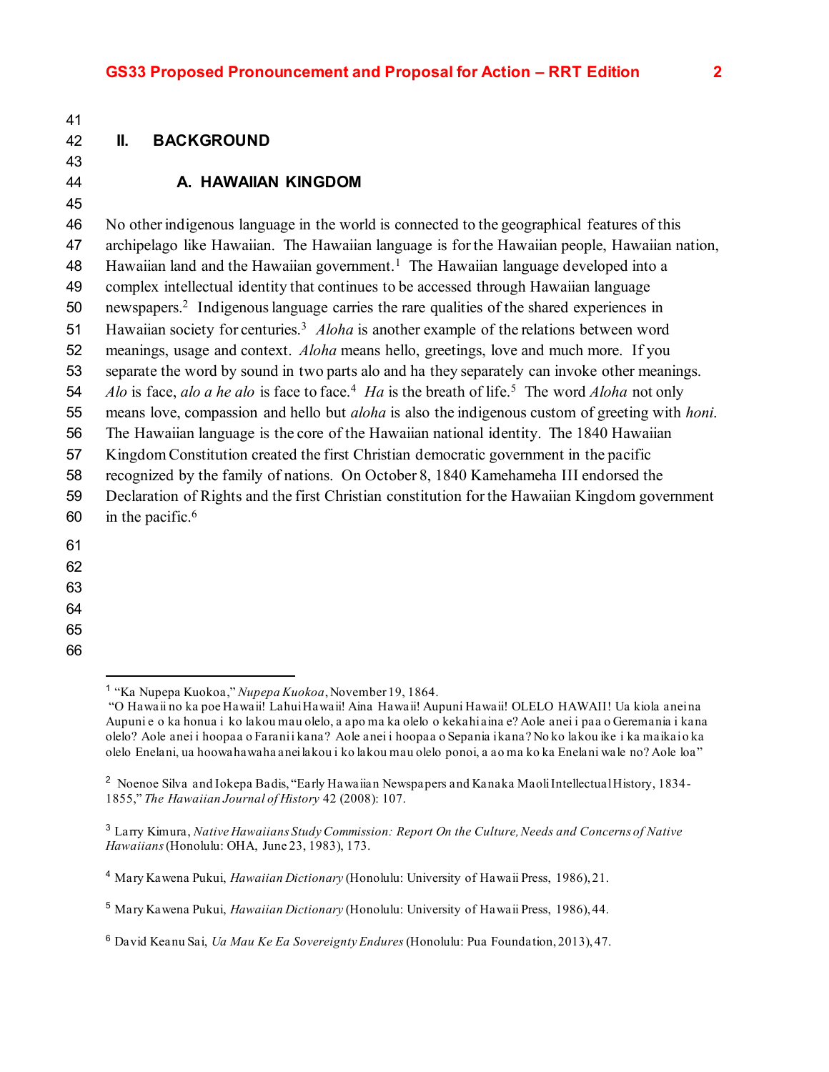## II. BACKGROUND

### A. HAWAIIAN KINGDOM

No other indigenous language in the world is connected to the geographical features of this archipelago like Hawaiian. The Hawaiian language is for the Hawaiian people, Hawaiian nation, Hawaiian land and the Hawaiian government.[1] The Hawaiian language developed into a complex intellectual identity that continues to be accessed through Hawaiian language newspapers.[2] Indigenous language carries the rare qualities of the shared experiences in Hawaiian society for centuries.[3] *Aloha* is another example of the relations between word meanings, usage and context. *Aloha* means hello, greetings, love and much more. If you separate the word by sound in two parts alo and ha they separately can invoke other meanings. *Alo* is face, *alo a he alo* is face to face.[4] *Ha* is the breath of life.[5] The word *Aloha* not only means love, compassion and hello but *aloha* is also the indigenous custom of greeting with *honi.* The Hawaiian language is the core of the Hawaiian national identity. The 1840 Hawaiian Kingdom Constitution created the first Christian democratic government in the pacific recognized by the family of nations. On October 8, 1840 Kamehameha III endorsed the Declaration of Rights and the first Christian constitution for the Hawaiian Kingdom government in the pacific.[6]

---

[1] "Ka Nupepa Kuokoa," *Nupepa Kuokoa*, November 19, 1864.
"O Hawaii no ka poe Hawaii! Lahui Hawaii! Aina Hawaii! Aupuni Hawaii! OLELO HAWAII! Ua kiola aneina Aupuni e o ka honua i ko lakou mau olelo, a apo ma ka olelo o kekahi aina e? Aole anei i paa o Geremania i kana olelo? Aole anei i hoopaa o Farani i kana? Aole anei i hoopaa o Sepania i kana? No ko lakou ike i ka maikai o ka olelo Enelani, ua hoowahawaha anei lakou i ko lakou mau olelo ponoi, a ao ma ko ka Enelani wale no? Aole loa"

[2] Noenoe Silva and Iokepa Badis, "Early Hawaiian Newspapers and Kanaka Maoli Intellectual History, 1834-1855," *The Hawaiian Journal of History* 42 (2008): 107.

[3] Larry Kimura, *Native Hawaiians Study Commission: Report On the Culture, Needs and Concerns of Native Hawaiians* (Honolulu: OHA, June 23, 1983), 173.

[4] Mary Kawena Pukui, *Hawaiian Dictionary* (Honolulu: University of Hawaii Press, 1986), 21.

[5] Mary Kawena Pukui, *Hawaiian Dictionary* (Honolulu: University of Hawaii Press, 1986), 44.

[6] David Keanu Sai, *Ua Mau Ke Ea Sovereignty Endures* (Honolulu: Pua Foundation, 2013), 47.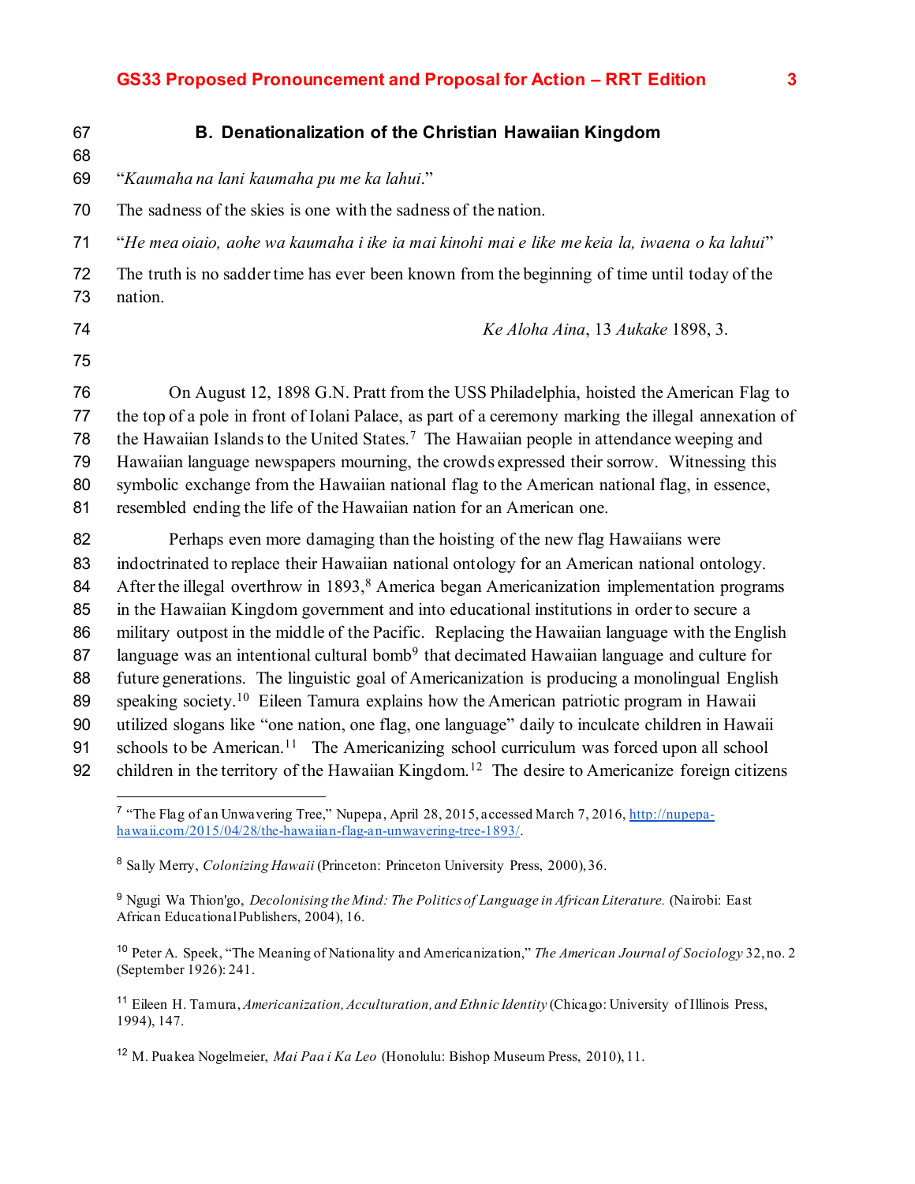### B. Denationalization of the Christian Hawaiian Kingdom

"*Kaumaha na lani kaumaha pu me ka lahui*."

The sadness of the skies is one with the sadness of the nation.

"*He mea oiaio, aohe wa kaumaha i ike ia mai kinohi mai e like me keia la, iwaena o ka lahui*"

The truth is no sadder time has ever been known from the beginning of time until today of the nation.

*Ke Aloha Aina*, 13 *Aukake* 1898, 3.

On August 12, 1898 G.N. Pratt from the USS Philadelphia, hoisted the American Flag to the top of a pole in front of Iolani Palace, as part of a ceremony marking the illegal annexation of the Hawaiian Islands to the United States.[7] The Hawaiian people in attendance weeping and Hawaiian language newspapers mourning, the crowds expressed their sorrow. Witnessing this symbolic exchange from the Hawaiian national flag to the American national flag, in essence, resembled ending the life of the Hawaiian nation for an American one.

Perhaps even more damaging than the hoisting of the new flag Hawaiians were indoctrinated to replace their Hawaiian national ontology for an American national ontology. After the illegal overthrow in 1893,[8] America began Americanization implementation programs in the Hawaiian Kingdom government and into educational institutions in order to secure a military outpost in the middle of the Pacific. Replacing the Hawaiian language with the English language was an intentional cultural bomb[9] that decimated Hawaiian language and culture for future generations. The linguistic goal of Americanization is producing a monolingual English speaking society.[10] Eileen Tamura explains how the American patriotic program in Hawaii utilized slogans like "one nation, one flag, one language" daily to inculcate children in Hawaii schools to be American.[11] The Americanizing school curriculum was forced upon all school children in the territory of the Hawaiian Kingdom.[12] The desire to Americanize foreign citizens

---

[7] "The Flag of an Unwavering Tree," Nupepa, April 28, 2015, accessed March 7, 2016, http://nupepa-hawaii.com/2015/04/28/the-hawaiian-flag-an-unwavering-tree-1893/.

[8] Sally Merry, *Colonizing Hawaii* (Princeton: Princeton University Press, 2000), 36.

[9] Ngugi Wa Thion'go, *Decolonising the Mind: The Politics of Language in African Literature.* (Nairobi: East African Educational Publishers, 2004), 16.

[10] Peter A. Speek, "The Meaning of Nationality and Americanization," *The American Journal of Sociology* 32, no. 2 (September 1926): 241.

[11] Eileen H. Tamura, *Americanization, Acculturation, and Ethnic Identity* (Chicago: University of Illinois Press, 1994), 147.

[12] M. Puakea Nogelmeier, *Mai Paa i Ka Leo* (Honolulu: Bishop Museum Press, 2010), 11.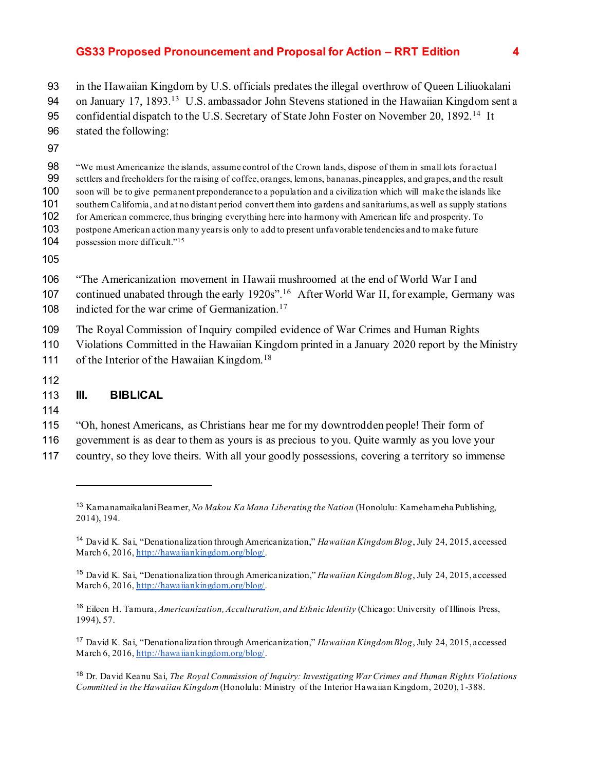in the Hawaiian Kingdom by U.S. officials predates the illegal overthrow of Queen Liliuokalani on January 17, 1893.[13] U.S. ambassador John Stevens stationed in the Hawaiian Kingdom sent a confidential dispatch to the U.S. Secretary of State John Foster on November 20, 1892.[14] It stated the following:

> "We must Americanize the islands, assume control of the Crown lands, dispose of them in small lots for actual settlers and freeholders for the raising of coffee, oranges, lemons, bananas, pineapples, and grapes, and the result soon will be to give permanent preponderance to a population and a civilization which will make the islands like southern California, and at no distant period convert them into gardens and sanitariums, as well as supply stations for American commerce, thus bringing everything here into harmony with American life and prosperity. To postpone American action many years is only to add to present unfavorable tendencies and to make future possession more difficult."[15]

"The Americanization movement in Hawaii mushroomed at the end of World War I and continued unabated through the early 1920s".[16] After World War II, for example, Germany was indicted for the war crime of Germanization.[17]

The Royal Commission of Inquiry compiled evidence of War Crimes and Human Rights Violations Committed in the Hawaiian Kingdom printed in a January 2020 report by the Ministry of the Interior of the Hawaiian Kingdom.[18]

## III. BIBLICAL

"Oh, honest Americans, as Christians hear me for my downtrodden people! Their form of government is as dear to them as yours is as precious to you. Quite warmly as you love your country, so they love theirs. With all your goodly possessions, covering a territory so immense

---

[13] Kamanamaikalani Beamer, *No Makou Ka Mana Liberating the Nation* (Honolulu: Kamehameha Publishing, 2014), 194.

[14] David K. Sai, "Denationalization through Americanization," *Hawaiian Kingdom Blog*, July 24, 2015, accessed March 6, 2016, http://hawaiiankingdom.org/blog/.

[15] David K. Sai, "Denationalization through Americanization," *Hawaiian Kingdom Blog*, July 24, 2015, accessed March 6, 2016, http://hawaiiankingdom.org/blog/.

[16] Eileen H. Tamura, *Americanization, Acculturation, and Ethnic Identity* (Chicago: University of Illinois Press, 1994), 57.

[17] David K. Sai, "Denationalization through Americanization," *Hawaiian Kingdom Blog*, July 24, 2015, accessed March 6, 2016, http://hawaiiankingdom.org/blog/.

[18] Dr. David Keanu Sai, *The Royal Commission of Inquiry: Investigating War Crimes and Human Rights Violations Committed in the Hawaiian Kingdom* (Honolulu: Ministry of the Interior Hawaiian Kingdom, 2020), 1-388.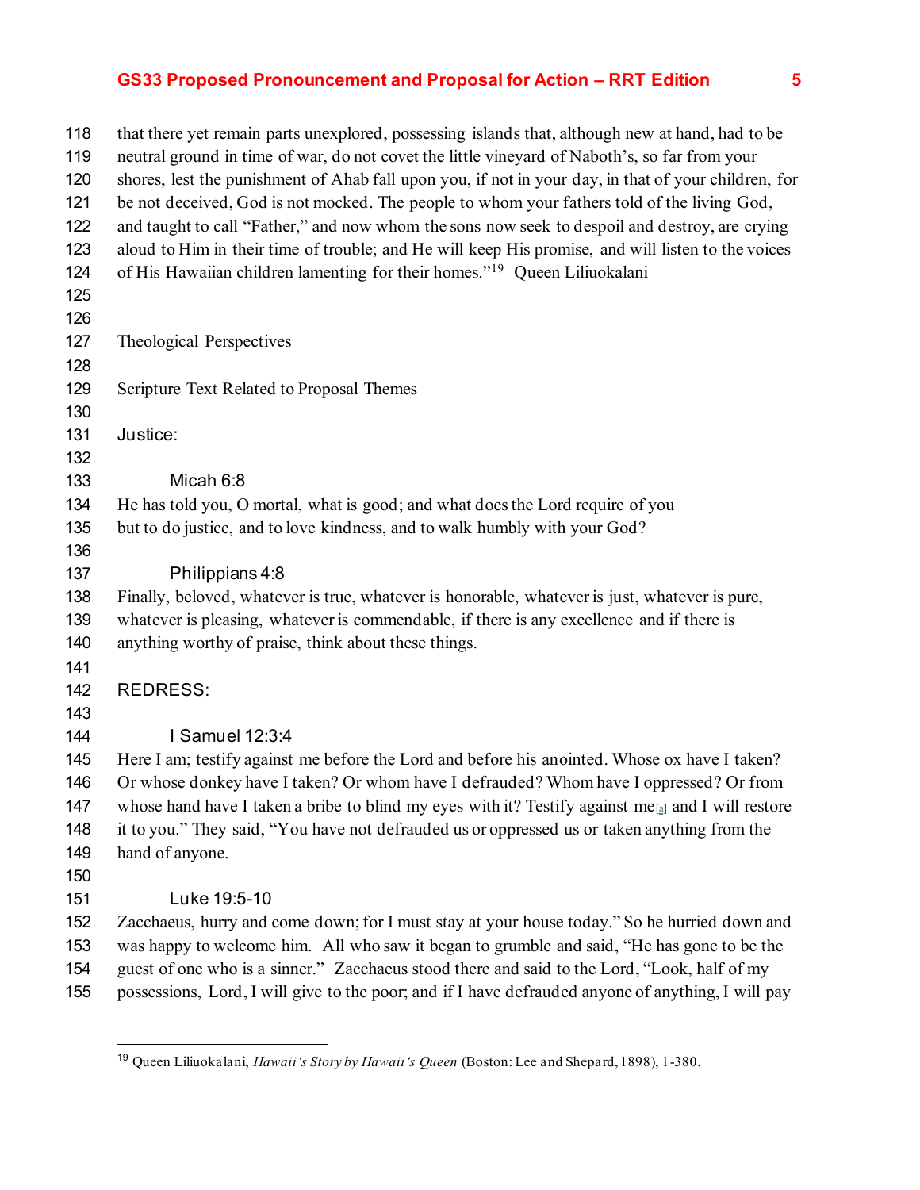that there yet remain parts unexplored, possessing islands that, although new at hand, had to be neutral ground in time of war, do not covet the little vineyard of Naboth's, so far from your shores, lest the punishment of Ahab fall upon you, if not in your day, in that of your children, for be not deceived, God is not mocked. The people to whom your fathers told of the living God, and taught to call "Father," and now whom the sons now seek to despoil and destroy, are crying aloud to Him in their time of trouble; and He will keep His promise, and will listen to the voices of His Hawaiian children lamenting for their homes."[19] Queen Liliuokalani

## Theological Perspectives

### Scripture Text Related to Proposal Themes

### Justice:

**Micah 6:8**

He has told you, O mortal, what is good; and what does the Lord require of you but to do justice, and to love kindness, and to walk humbly with your God?

**Philippians 4:8**

Finally, beloved, whatever is true, whatever is honorable, whatever is just, whatever is pure, whatever is pleasing, whatever is commendable, if there is any excellence and if there is anything worthy of praise, think about these things.

### REDRESS:

**I Samuel 12:3:4**

Here I am; testify against me before the Lord and before his anointed. Whose ox have I taken? Or whose donkey have I taken? Or whom have I defrauded? Whom have I oppressed? Or from whose hand have I taken a bribe to blind my eyes with it? Testify against me[a] and I will restore it to you." They said, "You have not defrauded us or oppressed us or taken anything from the hand of anyone.

**Luke 19:5-10**

Zacchaeus, hurry and come down; for I must stay at your house today." So he hurried down and was happy to welcome him. All who saw it began to grumble and said, "He has gone to be the guest of one who is a sinner." Zacchaeus stood there and said to the Lord, "Look, half of my possessions, Lord, I will give to the poor; and if I have defrauded anyone of anything, I will pay

[19] Queen Liliuokalani, *Hawaii's Story by Hawaii's Queen* (Boston: Lee and Shepard, 1898), 1-380.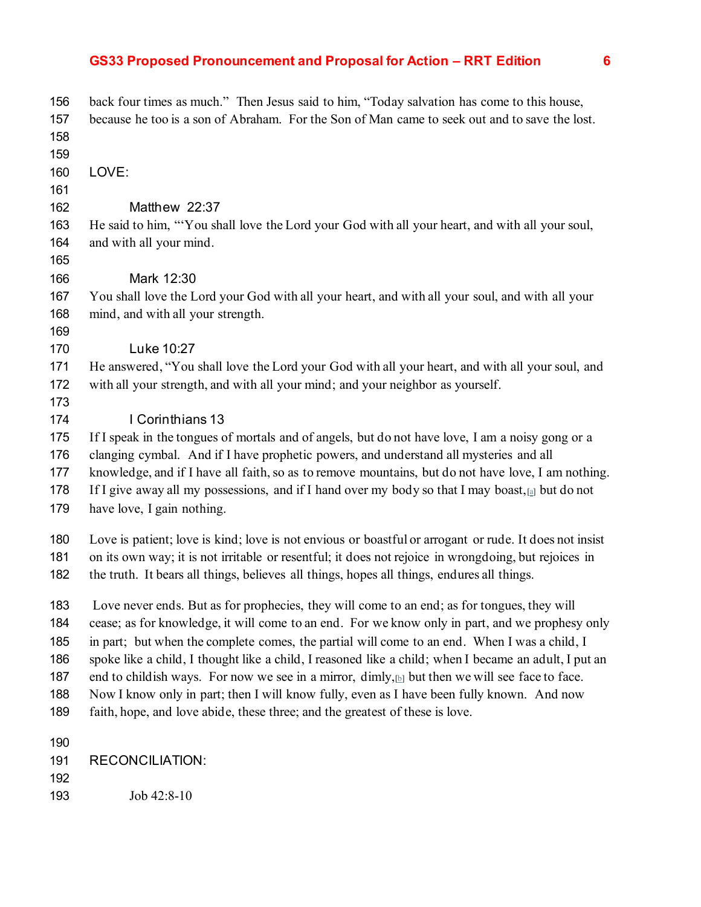back four times as much." Then Jesus said to him, "Today salvation has come to this house, because he too is a son of Abraham. For the Son of Man came to seek out and to save the lost.

LOVE:

Matthew 22:37

He said to him, "'You shall love the Lord your God with all your heart, and with all your soul, and with all your mind.

Mark 12:30

You shall love the Lord your God with all your heart, and with all your soul, and with all your mind, and with all your strength.

Luke 10:27

He answered, "You shall love the Lord your God with all your heart, and with all your soul, and with all your strength, and with all your mind; and your neighbor as yourself.

I Corinthians 13

If I speak in the tongues of mortals and of angels, but do not have love, I am a noisy gong or a clanging cymbal. And if I have prophetic powers, and understand all mysteries and all knowledge, and if I have all faith, so as to remove mountains, but do not have love, I am nothing. If I give away all my possessions, and if I hand over my body so that I may boast,[a] but do not have love, I gain nothing.

Love is patient; love is kind; love is not envious or boastful or arrogant or rude. It does not insist on its own way; it is not irritable or resentful; it does not rejoice in wrongdoing, but rejoices in the truth. It bears all things, believes all things, hopes all things, endures all things.

Love never ends. But as for prophecies, they will come to an end; as for tongues, they will cease; as for knowledge, it will come to an end. For we know only in part, and we prophesy only in part; but when the complete comes, the partial will come to an end. When I was a child, I spoke like a child, I thought like a child, I reasoned like a child; when I became an adult, I put an end to childish ways. For now we see in a mirror, dimly,[b] but then we will see face to face. Now I know only in part; then I will know fully, even as I have been fully known. And now faith, hope, and love abide, these three; and the greatest of these is love.

RECONCILIATION:

Job 42:8-10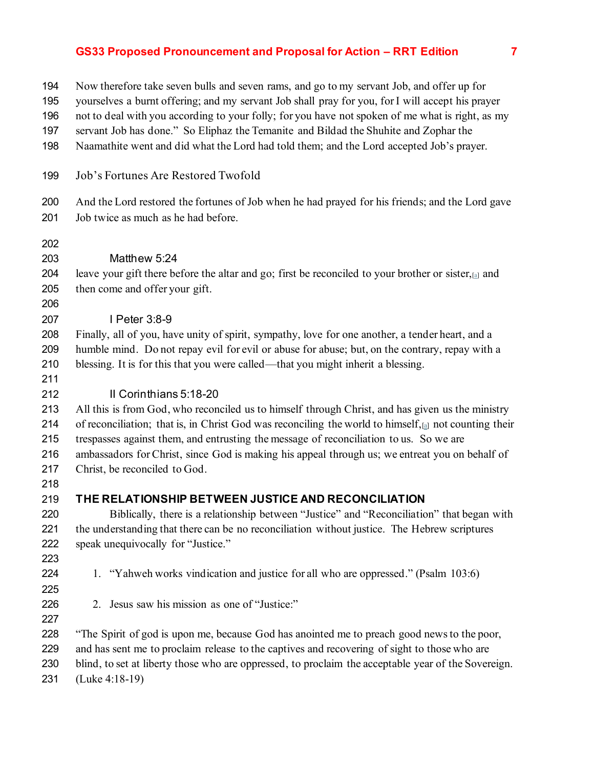Now therefore take seven bulls and seven rams, and go to my servant Job, and offer up for yourselves a burnt offering; and my servant Job shall pray for you, for I will accept his prayer not to deal with you according to your folly; for you have not spoken of me what is right, as my servant Job has done." So Eliphaz the Temanite and Bildad the Shuhite and Zophar the Naamathite went and did what the Lord had told them; and the Lord accepted Job's prayer.

Job's Fortunes Are Restored Twofold

And the Lord restored the fortunes of Job when he had prayed for his friends; and the Lord gave Job twice as much as he had before.

Matthew 5:24

leave your gift there before the altar and go; first be reconciled to your brother or sister,[a] and then come and offer your gift.

I Peter 3:8-9

Finally, all of you, have unity of spirit, sympathy, love for one another, a tender heart, and a humble mind. Do not repay evil for evil or abuse for abuse; but, on the contrary, repay with a blessing. It is for this that you were called—that you might inherit a blessing.

II Corinthians 5:18-20

All this is from God, who reconciled us to himself through Christ, and has given us the ministry of reconciliation; that is, in Christ God was reconciling the world to himself,[a] not counting their trespasses against them, and entrusting the message of reconciliation to us. So we are ambassadors for Christ, since God is making his appeal through us; we entreat you on behalf of Christ, be reconciled to God.

## THE RELATIONSHIP BETWEEN JUSTICE AND RECONCILIATION

Biblically, there is a relationship between "Justice" and "Reconciliation" that began with the understanding that there can be no reconciliation without justice. The Hebrew scriptures speak unequivocally for "Justice."

1. "Yahweh works vindication and justice for all who are oppressed." (Psalm 103:6)

2. Jesus saw his mission as one of "Justice:"

"The Spirit of god is upon me, because God has anointed me to preach good news to the poor, and has sent me to proclaim release to the captives and recovering of sight to those who are blind, to set at liberty those who are oppressed, to proclaim the acceptable year of the Sovereign. (Luke 4:18-19)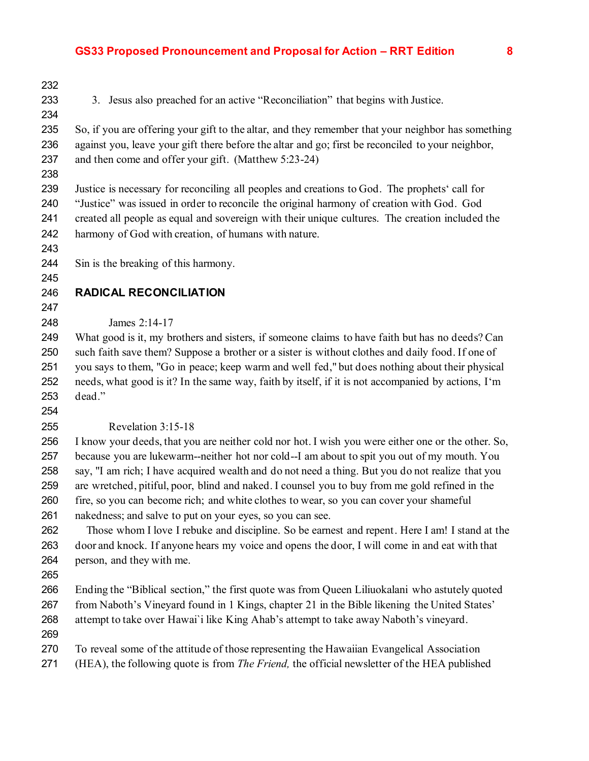3. Jesus also preached for an active "Reconciliation" that begins with Justice.

So, if you are offering your gift to the altar, and they remember that your neighbor has something against you, leave your gift there before the altar and go; first be reconciled to your neighbor, and then come and offer your gift. (Matthew 5:23-24)

Justice is necessary for reconciling all peoples and creations to God. The prophets' call for "Justice" was issued in order to reconcile the original harmony of creation with God. God created all people as equal and sovereign with their unique cultures. The creation included the harmony of God with creation, of humans with nature.

Sin is the breaking of this harmony.

## RADICAL RECONCILIATION

James 2:14-17

What good is it, my brothers and sisters, if someone claims to have faith but has no deeds? Can such faith save them? Suppose a brother or a sister is without clothes and daily food. If one of you says to them, "Go in peace; keep warm and well fed," but does nothing about their physical needs, what good is it? In the same way, faith by itself, if it is not accompanied by actions, I'm dead."

Revelation 3:15-18

I know your deeds, that you are neither cold nor hot. I wish you were either one or the other. So, because you are lukewarm--neither hot nor cold--I am about to spit you out of my mouth. You say, "I am rich; I have acquired wealth and do not need a thing. But you do not realize that you are wretched, pitiful, poor, blind and naked. I counsel you to buy from me gold refined in the fire, so you can become rich; and white clothes to wear, so you can cover your shameful nakedness; and salve to put on your eyes, so you can see.

Those whom I love I rebuke and discipline. So be earnest and repent. Here I am! I stand at the door and knock. If anyone hears my voice and opens the door, I will come in and eat with that person, and they with me.

Ending the "Biblical section," the first quote was from Queen Liliuokalani who astutely quoted from Naboth's Vineyard found in 1 Kings, chapter 21 in the Bible likening the United States' attempt to take over Hawai`i like King Ahab's attempt to take away Naboth's vineyard.

To reveal some of the attitude of those representing the Hawaiian Evangelical Association (HEA), the following quote is from *The Friend,* the official newsletter of the HEA published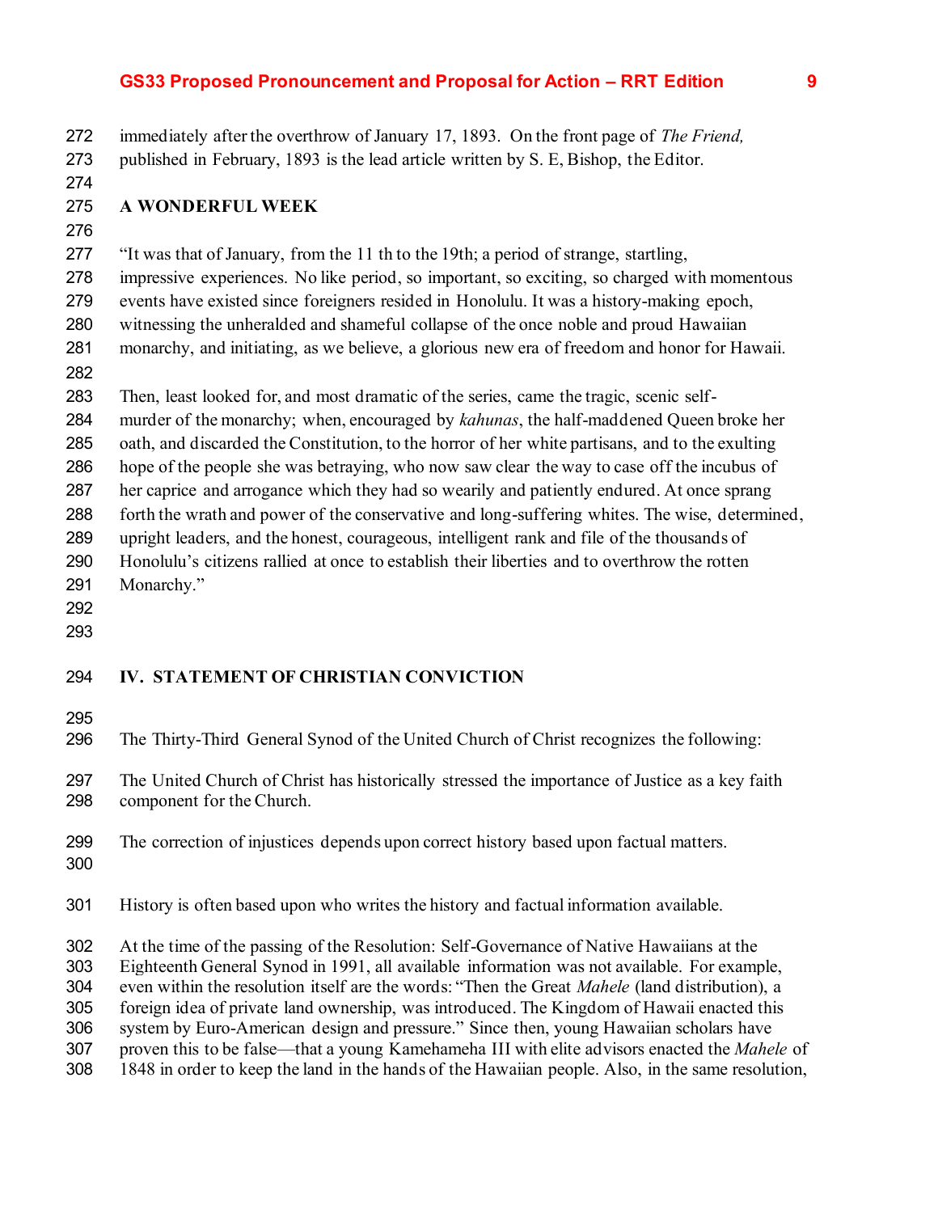immediately after the overthrow of January 17, 1893. On the front page of *The Friend,* published in February, 1893 is the lead article written by S. E, Bishop, the Editor.

**A WONDERFUL WEEK**

"It was that of January, from the 11 th to the 19th; a period of strange, startling, impressive experiences. No like period, so important, so exciting, so charged with momentous events have existed since foreigners resided in Honolulu. It was a history-making epoch, witnessing the unheralded and shameful collapse of the once noble and proud Hawaiian monarchy, and initiating, as we believe, a glorious new era of freedom and honor for Hawaii.

Then, least looked for, and most dramatic of the series, came the tragic, scenic self-murder of the monarchy; when, encouraged by *kahunas*, the half-maddened Queen broke her oath, and discarded the Constitution, to the horror of her white partisans, and to the exulting hope of the people she was betraying, who now saw clear the way to case off the incubus of her caprice and arrogance which they had so wearily and patiently endured. At once sprang forth the wrath and power of the conservative and long-suffering whites. The wise, determined, upright leaders, and the honest, courageous, intelligent rank and file of the thousands of Honolulu's citizens rallied at once to establish their liberties and to overthrow the rotten Monarchy."

## IV. STATEMENT OF CHRISTIAN CONVICTION

The Thirty-Third General Synod of the United Church of Christ recognizes the following:

The United Church of Christ has historically stressed the importance of Justice as a key faith component for the Church.

The correction of injustices depends upon correct history based upon factual matters.

History is often based upon who writes the history and factual information available.

At the time of the passing of the Resolution: Self-Governance of Native Hawaiians at the Eighteenth General Synod in 1991, all available information was not available. For example, even within the resolution itself are the words: "Then the Great *Mahele* (land distribution), a foreign idea of private land ownership, was introduced. The Kingdom of Hawaii enacted this system by Euro-American design and pressure." Since then, young Hawaiian scholars have proven this to be false—that a young Kamehameha III with elite advisors enacted the *Mahele* of 1848 in order to keep the land in the hands of the Hawaiian people. Also, in the same resolution,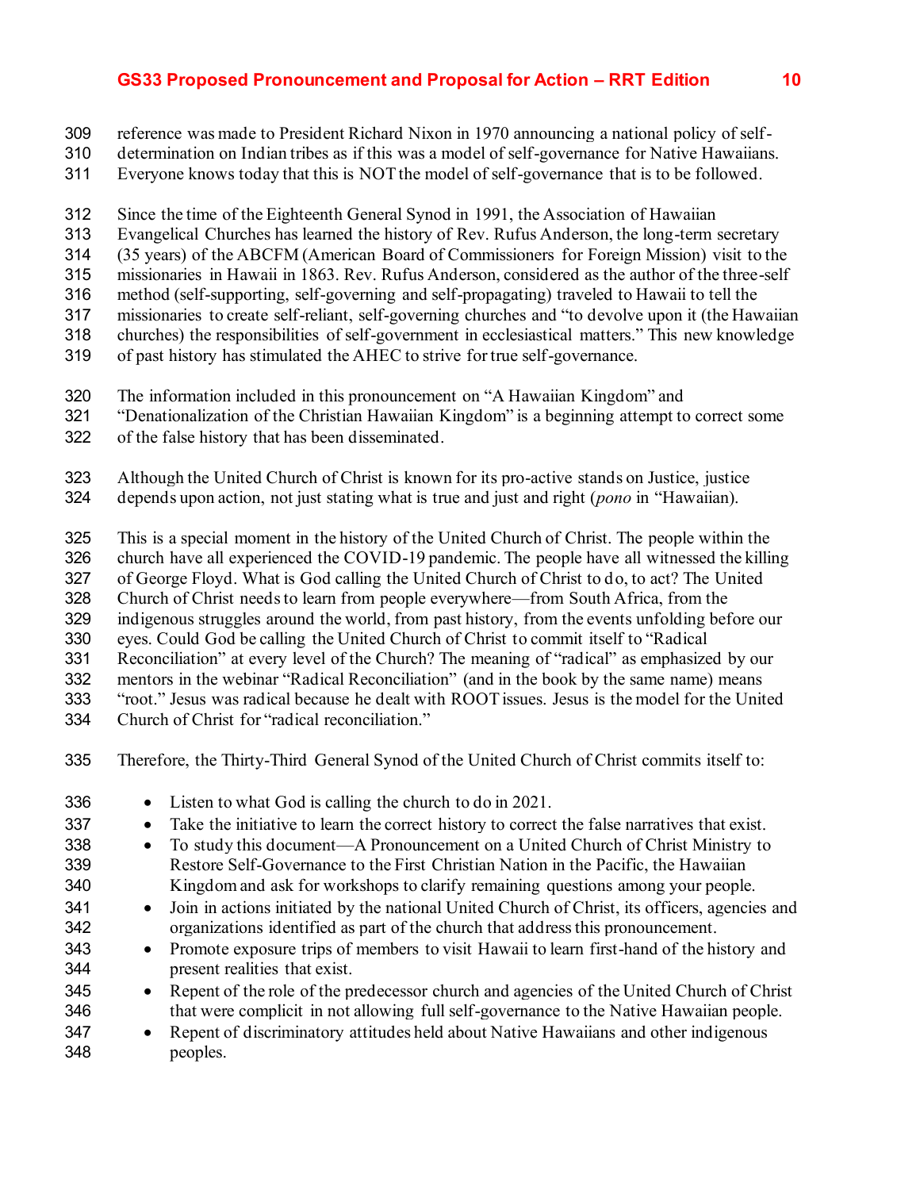reference was made to President Richard Nixon in 1970 announcing a national policy of self-determination on Indian tribes as if this was a model of self-governance for Native Hawaiians. Everyone knows today that this is NOT the model of self-governance that is to be followed.

Since the time of the Eighteenth General Synod in 1991, the Association of Hawaiian Evangelical Churches has learned the history of Rev. Rufus Anderson, the long-term secretary (35 years) of the ABCFM (American Board of Commissioners for Foreign Mission) visit to the missionaries in Hawaii in 1863. Rev. Rufus Anderson, considered as the author of the three-self method (self-supporting, self-governing and self-propagating) traveled to Hawaii to tell the missionaries to create self-reliant, self-governing churches and "to devolve upon it (the Hawaiian churches) the responsibilities of self-government in ecclesiastical matters." This new knowledge of past history has stimulated the AHEC to strive for true self-governance.

The information included in this pronouncement on "A Hawaiian Kingdom" and "Denationalization of the Christian Hawaiian Kingdom" is a beginning attempt to correct some of the false history that has been disseminated.

Although the United Church of Christ is known for its pro-active stands on Justice, justice depends upon action, not just stating what is true and just and right (*pono* in "Hawaiian).

This is a special moment in the history of the United Church of Christ. The people within the church have all experienced the COVID-19 pandemic. The people have all witnessed the killing of George Floyd. What is God calling the United Church of Christ to do, to act? The United Church of Christ needs to learn from people everywhere—from South Africa, from the indigenous struggles around the world, from past history, from the events unfolding before our eyes. Could God be calling the United Church of Christ to commit itself to "Radical Reconciliation" at every level of the Church? The meaning of "radical" as emphasized by our mentors in the webinar "Radical Reconciliation" (and in the book by the same name) means "root." Jesus was radical because he dealt with ROOT issues. Jesus is the model for the United Church of Christ for "radical reconciliation."

Therefore, the Thirty-Third General Synod of the United Church of Christ commits itself to:

- Listen to what God is calling the church to do in 2021.
- Take the initiative to learn the correct history to correct the false narratives that exist.
- To study this document—A Pronouncement on a United Church of Christ Ministry to Restore Self-Governance to the First Christian Nation in the Pacific, the Hawaiian Kingdom and ask for workshops to clarify remaining questions among your people.
- Join in actions initiated by the national United Church of Christ, its officers, agencies and organizations identified as part of the church that address this pronouncement.
- Promote exposure trips of members to visit Hawaii to learn first-hand of the history and present realities that exist.
- Repent of the role of the predecessor church and agencies of the United Church of Christ that were complicit in not allowing full self-governance to the Native Hawaiian people.
- Repent of discriminatory attitudes held about Native Hawaiians and other indigenous peoples.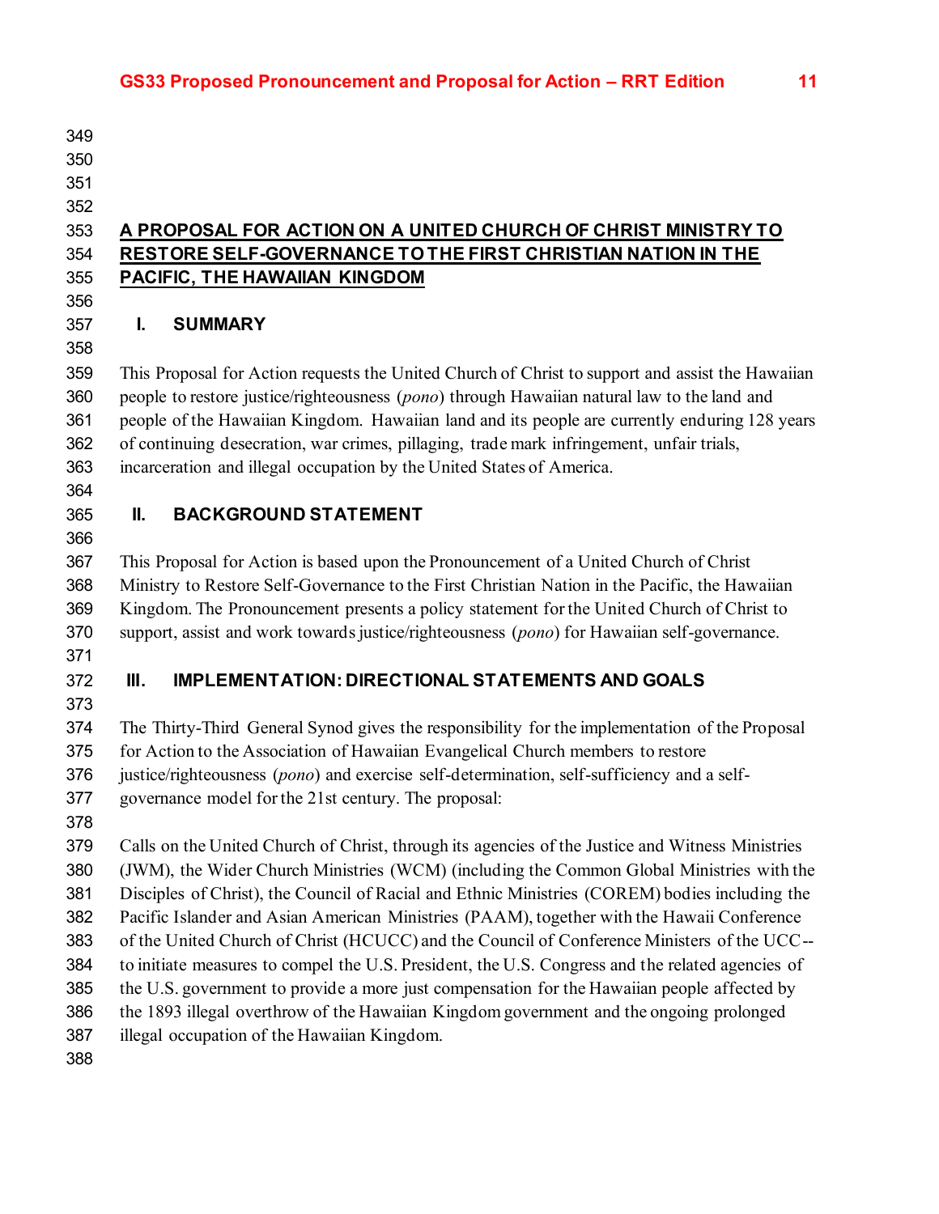## A PROPOSAL FOR ACTION ON A UNITED CHURCH OF CHRIST MINISTRY TO RESTORE SELF-GOVERNANCE TO THE FIRST CHRISTIAN NATION IN THE PACIFIC, THE HAWAIIAN KINGDOM

### I. SUMMARY

This Proposal for Action requests the United Church of Christ to support and assist the Hawaiian people to restore justice/righteousness (*pono*) through Hawaiian natural law to the land and people of the Hawaiian Kingdom. Hawaiian land and its people are currently enduring 128 years of continuing desecration, war crimes, pillaging, trade mark infringement, unfair trials, incarceration and illegal occupation by the United States of America.

### II. BACKGROUND STATEMENT

This Proposal for Action is based upon the Pronouncement of a United Church of Christ Ministry to Restore Self-Governance to the First Christian Nation in the Pacific, the Hawaiian Kingdom. The Pronouncement presents a policy statement for the United Church of Christ to support, assist and work towards justice/righteousness (*pono*) for Hawaiian self-governance.

### III. IMPLEMENTATION: DIRECTIONAL STATEMENTS AND GOALS

The Thirty-Third General Synod gives the responsibility for the implementation of the Proposal for Action to the Association of Hawaiian Evangelical Church members to restore justice/righteousness (*pono*) and exercise self-determination, self-sufficiency and a self-governance model for the 21st century. The proposal:

Calls on the United Church of Christ, through its agencies of the Justice and Witness Ministries (JWM), the Wider Church Ministries (WCM) (including the Common Global Ministries with the Disciples of Christ), the Council of Racial and Ethnic Ministries (COREM) bodies including the Pacific Islander and Asian American Ministries (PAAM), together with the Hawaii Conference of the United Church of Christ (HCUCC) and the Council of Conference Ministers of the UCC--to initiate measures to compel the U.S. President, the U.S. Congress and the related agencies of the U.S. government to provide a more just compensation for the Hawaiian people affected by the 1893 illegal overthrow of the Hawaiian Kingdom government and the ongoing prolonged illegal occupation of the Hawaiian Kingdom.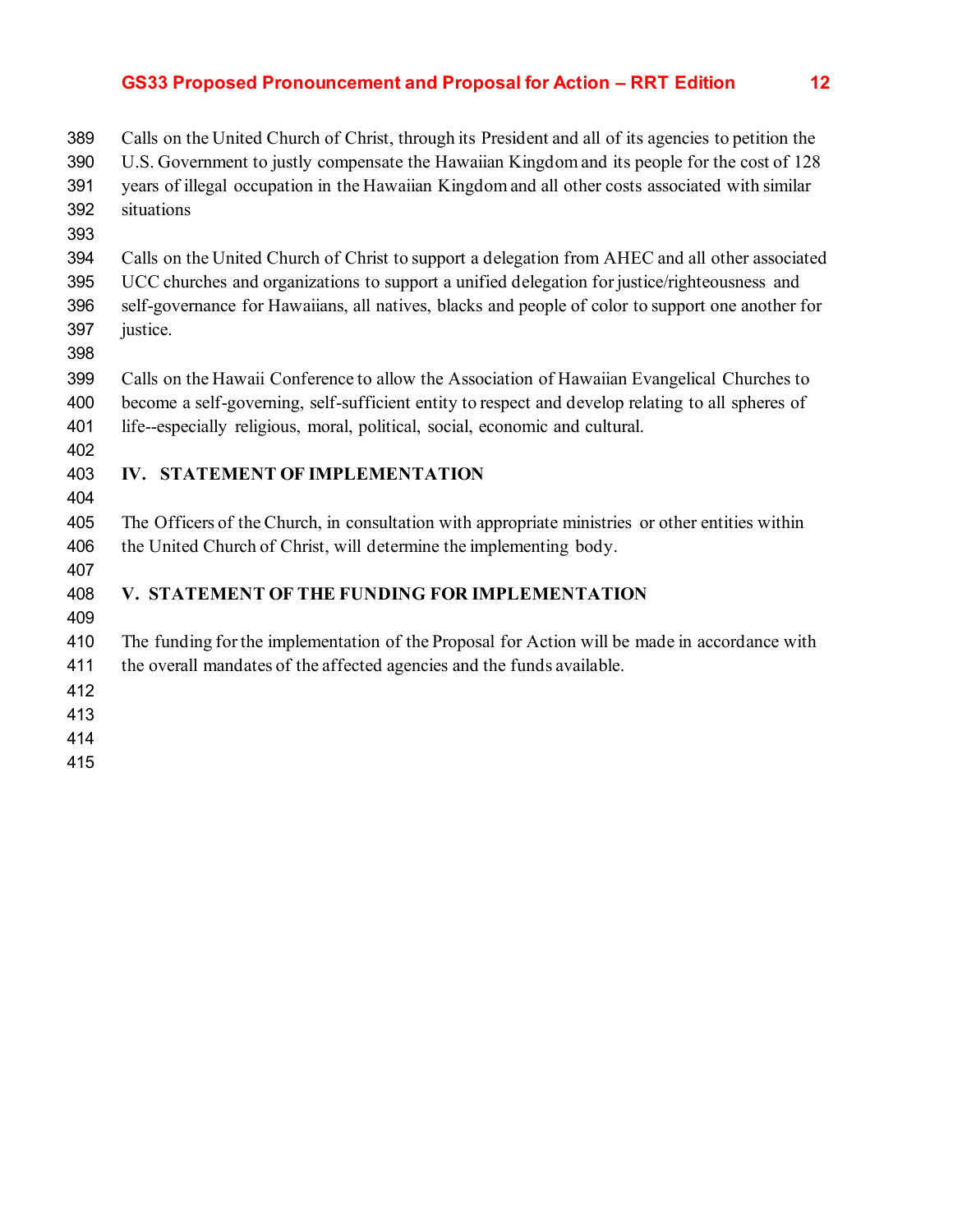Calls on the United Church of Christ, through its President and all of its agencies to petition the U.S. Government to justly compensate the Hawaiian Kingdom and its people for the cost of 128 years of illegal occupation in the Hawaiian Kingdom and all other costs associated with similar situations

Calls on the United Church of Christ to support a delegation from AHEC and all other associated UCC churches and organizations to support a unified delegation for justice/righteousness and self-governance for Hawaiians, all natives, blacks and people of color to support one another for justice.

Calls on the Hawaii Conference to allow the Association of Hawaiian Evangelical Churches to become a self-governing, self-sufficient entity to respect and develop relating to all spheres of life--especially religious, moral, political, social, economic and cultural.

## IV. STATEMENT OF IMPLEMENTATION

The Officers of the Church, in consultation with appropriate ministries or other entities within the United Church of Christ, will determine the implementing body.

## V. STATEMENT OF THE FUNDING FOR IMPLEMENTATION

The funding for the implementation of the Proposal for Action will be made in accordance with the overall mandates of the affected agencies and the funds available.